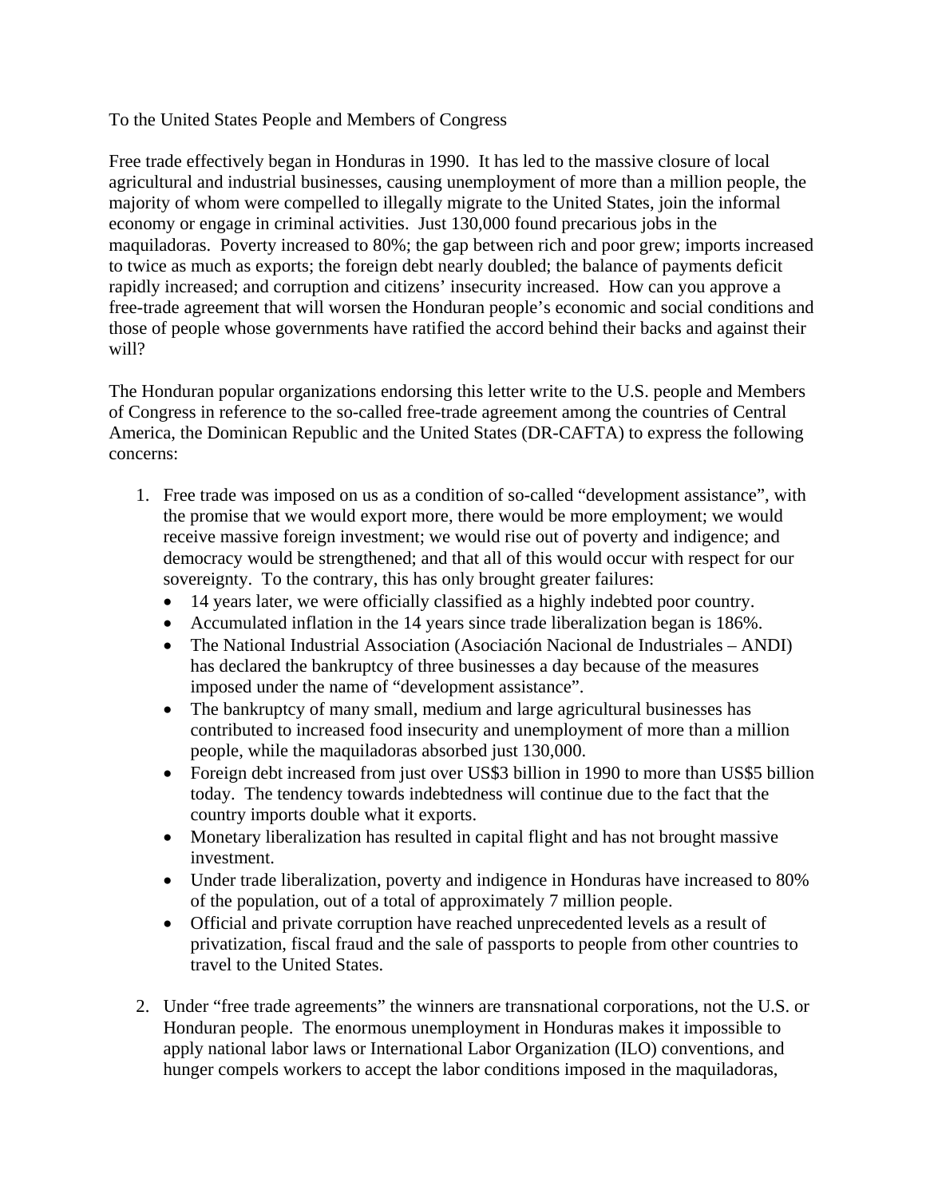To the United States People and Members of Congress

Free trade effectively began in Honduras in 1990. It has led to the massive closure of local agricultural and industrial businesses, causing unemployment of more than a million people, the majority of whom were compelled to illegally migrate to the United States, join the informal economy or engage in criminal activities. Just 130,000 found precarious jobs in the maquiladoras. Poverty increased to 80%; the gap between rich and poor grew; imports increased to twice as much as exports; the foreign debt nearly doubled; the balance of payments deficit rapidly increased; and corruption and citizens' insecurity increased. How can you approve a free-trade agreement that will worsen the Honduran people's economic and social conditions and those of people whose governments have ratified the accord behind their backs and against their will?

The Honduran popular organizations endorsing this letter write to the U.S. people and Members of Congress in reference to the so-called free-trade agreement among the countries of Central America, the Dominican Republic and the United States (DR-CAFTA) to express the following concerns:

1. Free trade was imposed on us as a condition of so-called "development assistance", with the promise that we would export more, there would be more employment; we would receive massive foreign investment; we would rise out of poverty and indigence; and democracy would be strengthened; and that all of this would occur with respect for our sovereignty. To the contrary, this has only brought greater failures:
   - 14 years later, we were officially classified as a highly indebted poor country.
   - Accumulated inflation in the 14 years since trade liberalization began is 186%.
   - The National Industrial Association (Asociación Nacional de Industriales – ANDI) has declared the bankruptcy of three businesses a day because of the measures imposed under the name of "development assistance".
   - The bankruptcy of many small, medium and large agricultural businesses has contributed to increased food insecurity and unemployment of more than a million people, while the maquiladoras absorbed just 130,000.
   - Foreign debt increased from just over US$3 billion in 1990 to more than US$5 billion today. The tendency towards indebtedness will continue due to the fact that the country imports double what it exports.
   - Monetary liberalization has resulted in capital flight and has not brought massive investment.
   - Under trade liberalization, poverty and indigence in Honduras have increased to 80% of the population, out of a total of approximately 7 million people.
   - Official and private corruption have reached unprecedented levels as a result of privatization, fiscal fraud and the sale of passports to people from other countries to travel to the United States.

2. Under "free trade agreements" the winners are transnational corporations, not the U.S. or Honduran people. The enormous unemployment in Honduras makes it impossible to apply national labor laws or International Labor Organization (ILO) conventions, and hunger compels workers to accept the labor conditions imposed in the maquiladoras,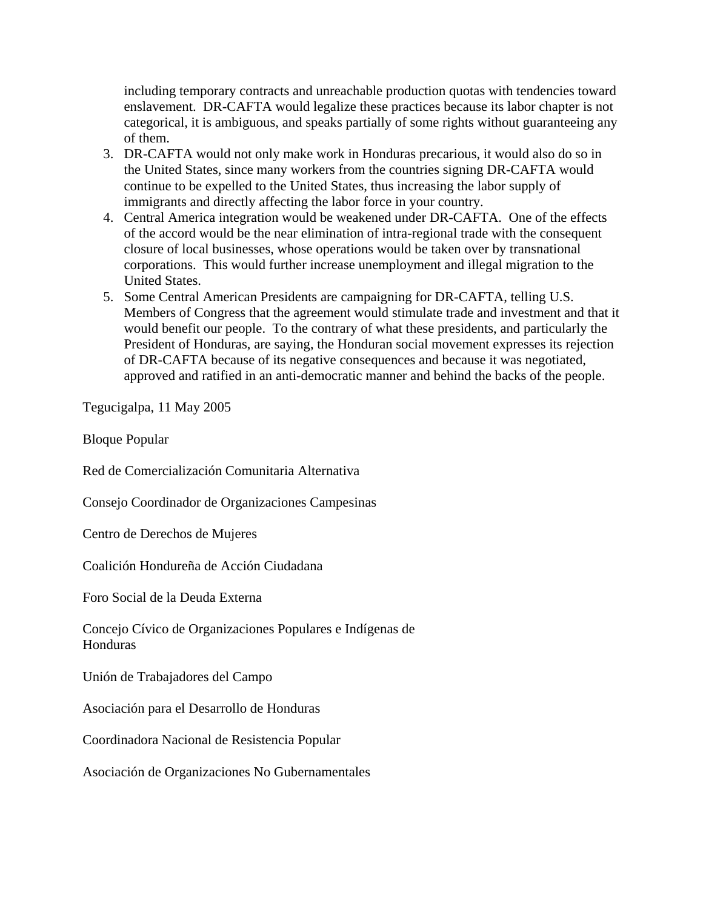including temporary contracts and unreachable production quotas with tendencies toward enslavement. DR-CAFTA would legalize these practices because its labor chapter is not categorical, it is ambiguous, and speaks partially of some rights without guaranteeing any of them.

3. DR-CAFTA would not only make work in Honduras precarious, it would also do so in the United States, since many workers from the countries signing DR-CAFTA would continue to be expelled to the United States, thus increasing the labor supply of immigrants and directly affecting the labor force in your country.
4. Central America integration would be weakened under DR-CAFTA. One of the effects of the accord would be the near elimination of intra-regional trade with the consequent closure of local businesses, whose operations would be taken over by transnational corporations. This would further increase unemployment and illegal migration to the United States.
5. Some Central American Presidents are campaigning for DR-CAFTA, telling U.S. Members of Congress that the agreement would stimulate trade and investment and that it would benefit our people. To the contrary of what these presidents, and particularly the President of Honduras, are saying, the Honduran social movement expresses its rejection of DR-CAFTA because of its negative consequences and because it was negotiated, approved and ratified in an anti-democratic manner and behind the backs of the people.

Tegucigalpa, 11 May 2005

Bloque Popular

Red de Comercialización Comunitaria Alternativa

Consejo Coordinador de Organizaciones Campesinas

Centro de Derechos de Mujeres

Coalición Hondureña de Acción Ciudadana

Foro Social de la Deuda Externa

Concejo Cívico de Organizaciones Populares e Indígenas de Honduras

Unión de Trabajadores del Campo

Asociación para el Desarrollo de Honduras

Coordinadora Nacional de Resistencia Popular

Asociación de Organizaciones No Gubernamentales